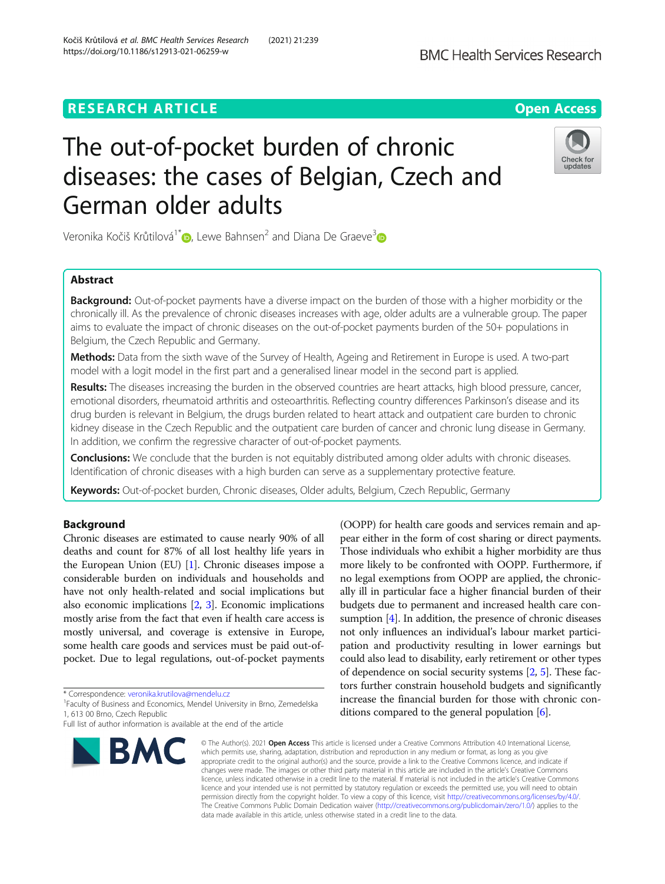RESEARCH ARTICLE

Open Access

# The out-of-pocket burden of chronic diseases: the cases of Belgian, Czech and German older adults

Veronika Kočiš Krůtilová[1*], Lewe Bahnsen[2] and Diana De Graeve[3]

## Abstract

**Background:** Out-of-pocket payments have a diverse impact on the burden of those with a higher morbidity or the chronically ill. As the prevalence of chronic diseases increases with age, older adults are a vulnerable group. The paper aims to evaluate the impact of chronic diseases on the out-of-pocket payments burden of the 50+ populations in Belgium, the Czech Republic and Germany.

**Methods:** Data from the sixth wave of the Survey of Health, Ageing and Retirement in Europe is used. A two-part model with a logit model in the first part and a generalised linear model in the second part is applied.

**Results:** The diseases increasing the burden in the observed countries are heart attacks, high blood pressure, cancer, emotional disorders, rheumatoid arthritis and osteoarthritis. Reflecting country differences Parkinson's disease and its drug burden is relevant in Belgium, the drugs burden related to heart attack and outpatient care burden to chronic kidney disease in the Czech Republic and the outpatient care burden of cancer and chronic lung disease in Germany. In addition, we confirm the regressive character of out-of-pocket payments.

**Conclusions:** We conclude that the burden is not equitably distributed among older adults with chronic diseases. Identification of chronic diseases with a high burden can serve as a supplementary protective feature.

**Keywords:** Out-of-pocket burden, Chronic diseases, Older adults, Belgium, Czech Republic, Germany

## Background

Chronic diseases are estimated to cause nearly 90% of all deaths and count for 87% of all lost healthy life years in the European Union (EU) [1]. Chronic diseases impose a considerable burden on individuals and households and have not only health-related and social implications but also economic implications [2, 3]. Economic implications mostly arise from the fact that even if health care access is mostly universal, and coverage is extensive in Europe, some health care goods and services must be paid out-of-pocket. Due to legal regulations, out-of-pocket payments (OOPP) for health care goods and services remain and appear either in the form of cost sharing or direct payments. Those individuals who exhibit a higher morbidity are thus more likely to be confronted with OOPP. Furthermore, if no legal exemptions from OOPP are applied, the chronically ill in particular face a higher financial burden of their budgets due to permanent and increased health care consumption [4]. In addition, the presence of chronic diseases not only influences an individual's labour market participation and productivity resulting in lower earnings but could also lead to disability, early retirement or other types of dependence on social security systems [2, 5]. These factors further constrain household budgets and significantly increase the financial burden for those with chronic conditions compared to the general population [6].

* Correspondence: veronika.krutilova@mendelu.cz
[1]Faculty of Business and Economics, Mendel University in Brno, Zemedelska 1, 613 00 Brno, Czech Republic
Full list of author information is available at the end of the article

© The Author(s). 2021 **Open Access** This article is licensed under a Creative Commons Attribution 4.0 International License, which permits use, sharing, adaptation, distribution and reproduction in any medium or format, as long as you give appropriate credit to the original author(s) and the source, provide a link to the Creative Commons licence, and indicate if changes were made. The images or other third party material in this article are included in the article's Creative Commons licence, unless indicated otherwise in a credit line to the material. If material is not included in the article's Creative Commons licence and your intended use is not permitted by statutory regulation or exceeds the permitted use, you will need to obtain permission directly from the copyright holder. To view a copy of this licence, visit http://creativecommons.org/licenses/by/4.0/. The Creative Commons Public Domain Dedication waiver (http://creativecommons.org/publicdomain/zero/1.0/) applies to the data made available in this article, unless otherwise stated in a credit line to the data.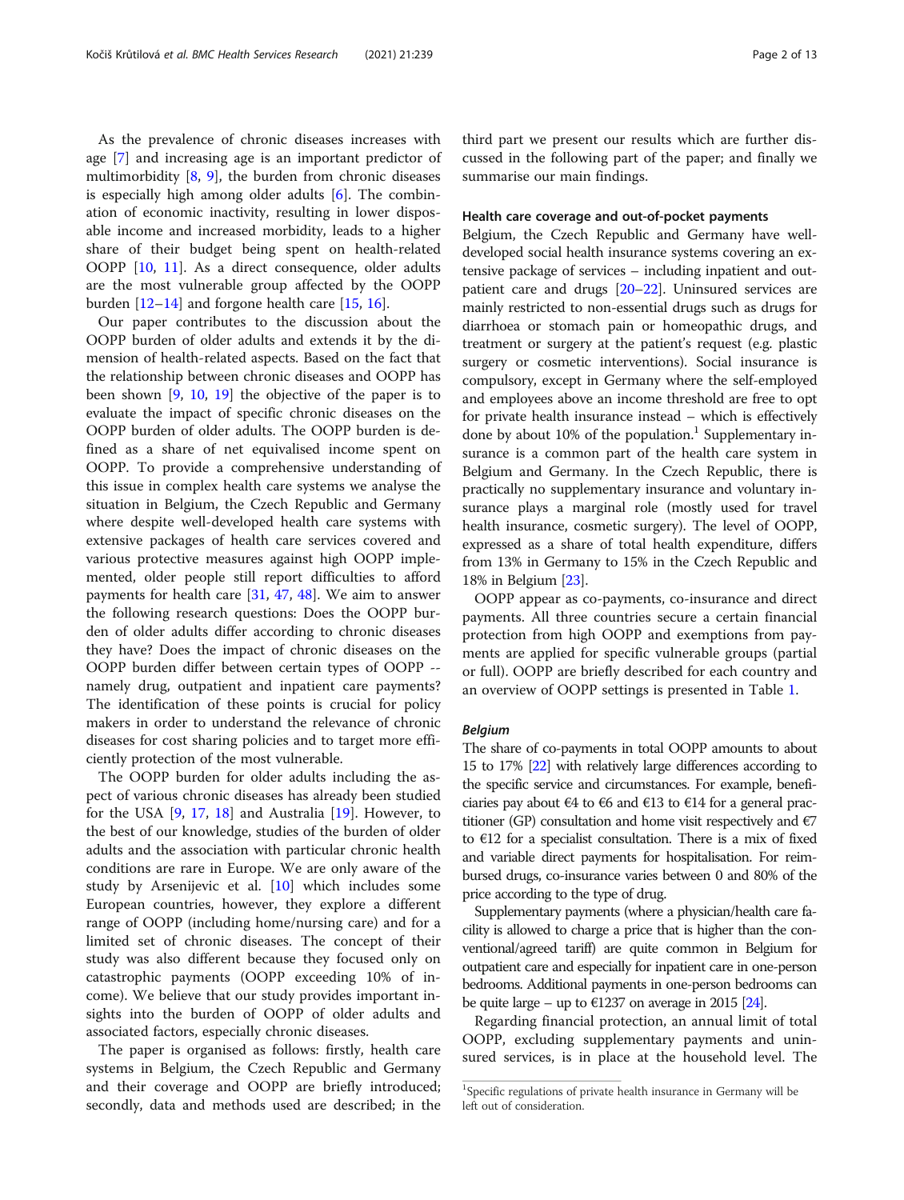As the prevalence of chronic diseases increases with age [7] and increasing age is an important predictor of multimorbidity [8, 9], the burden from chronic diseases is especially high among older adults [6]. The combination of economic inactivity, resulting in lower disposable income and increased morbidity, leads to a higher share of their budget being spent on health-related OOPP [10, 11]. As a direct consequence, older adults are the most vulnerable group affected by the OOPP burden [12–14] and forgone health care [15, 16].

Our paper contributes to the discussion about the OOPP burden of older adults and extends it by the dimension of health-related aspects. Based on the fact that the relationship between chronic diseases and OOPP has been shown [9, 10, 19] the objective of the paper is to evaluate the impact of specific chronic diseases on the OOPP burden of older adults. The OOPP burden is defined as a share of net equivalised income spent on OOPP. To provide a comprehensive understanding of this issue in complex health care systems we analyse the situation in Belgium, the Czech Republic and Germany where despite well-developed health care systems with extensive packages of health care services covered and various protective measures against high OOPP implemented, older people still report difficulties to afford payments for health care [31, 47, 48]. We aim to answer the following research questions: Does the OOPP burden of older adults differ according to chronic diseases they have? Does the impact of chronic diseases on the OOPP burden differ between certain types of OOPP -- namely drug, outpatient and inpatient care payments? The identification of these points is crucial for policy makers in order to understand the relevance of chronic diseases for cost sharing policies and to target more efficiently protection of the most vulnerable.

The OOPP burden for older adults including the aspect of various chronic diseases has already been studied for the USA [9, 17, 18] and Australia [19]. However, to the best of our knowledge, studies of the burden of older adults and the association with particular chronic health conditions are rare in Europe. We are only aware of the study by Arsenijevic et al. [10] which includes some European countries, however, they explore a different range of OOPP (including home/nursing care) and for a limited set of chronic diseases. The concept of their study was also different because they focused only on catastrophic payments (OOPP exceeding 10% of income). We believe that our study provides important insights into the burden of OOPP of older adults and associated factors, especially chronic diseases.

The paper is organised as follows: firstly, health care systems in Belgium, the Czech Republic and Germany and their coverage and OOPP are briefly introduced; secondly, data and methods used are described; in the third part we present our results which are further discussed in the following part of the paper; and finally we summarise our main findings.

### Health care coverage and out-of-pocket payments

Belgium, the Czech Republic and Germany have well-developed social health insurance systems covering an extensive package of services – including inpatient and outpatient care and drugs [20–22]. Uninsured services are mainly restricted to non-essential drugs such as drugs for diarrhoea or stomach pain or homeopathic drugs, and treatment or surgery at the patient's request (e.g. plastic surgery or cosmetic interventions). Social insurance is compulsory, except in Germany where the self-employed and employees above an income threshold are free to opt for private health insurance instead – which is effectively done by about 10% of the population.[1] Supplementary insurance is a common part of the health care system in Belgium and Germany. In the Czech Republic, there is practically no supplementary insurance and voluntary insurance plays a marginal role (mostly used for travel health insurance, cosmetic surgery). The level of OOPP, expressed as a share of total health expenditure, differs from 13% in Germany to 15% in the Czech Republic and 18% in Belgium [23].

OOPP appear as co-payments, co-insurance and direct payments. All three countries secure a certain financial protection from high OOPP and exemptions from payments are applied for specific vulnerable groups (partial or full). OOPP are briefly described for each country and an overview of OOPP settings is presented in Table 1.

#### *Belgium*

The share of co-payments in total OOPP amounts to about 15 to 17% [22] with relatively large differences according to the specific service and circumstances. For example, beneficiaries pay about €4 to €6 and €13 to €14 for a general practitioner (GP) consultation and home visit respectively and €7 to €12 for a specialist consultation. There is a mix of fixed and variable direct payments for hospitalisation. For reimbursed drugs, co-insurance varies between 0 and 80% of the price according to the type of drug.

Supplementary payments (where a physician/health care facility is allowed to charge a price that is higher than the conventional/agreed tariff) are quite common in Belgium for outpatient care and especially for inpatient care in one-person bedrooms. Additional payments in one-person bedrooms can be quite large – up to €1237 on average in 2015 [24].

Regarding financial protection, an annual limit of total OOPP, excluding supplementary payments and uninsured services, is in place at the household level. The

[1] Specific regulations of private health insurance in Germany will be left out of consideration.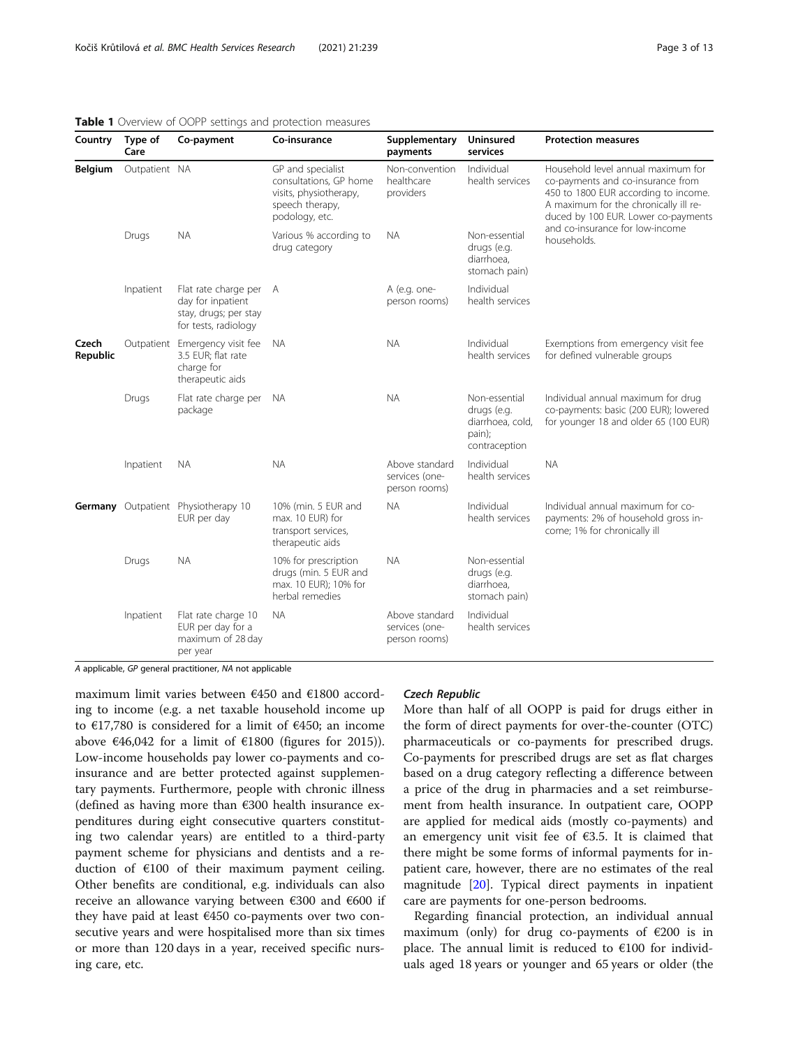**Table 1** Overview of OOPP settings and protection measures

| Country | Type of Care | Co-payment | Co-insurance | Supplementary payments | Uninsured services | Protection measures |
|---|---|---|---|---|---|---|
| **Belgium** | Outpatient | NA | GP and specialist consultations, GP home visits, physiotherapy, speech therapy, podology, etc. | Non-convention healthcare providers | Individual health services | Household level annual maximum for co-payments and co-insurance from 450 to 1800 EUR according to income. A maximum for the chronically ill reduced by 100 EUR. Lower co-payments and co-insurance for low-income households. |
| | Drugs | NA | Various % according to drug category | NA | Non-essential drugs (e.g. diarrhoea, stomach pain) | |
| | Inpatient | Flat rate charge per day for inpatient stay, drugs; per stay for tests, radiology | A | A (e.g. one-person rooms) | Individual health services | |
| **Czech Republic** | Outpatient | Emergency visit fee 3.5 EUR; flat rate charge for therapeutic aids | NA | NA | Individual health services | Exemptions from emergency visit fee for defined vulnerable groups |
| | Drugs | Flat rate charge per package | NA | NA | Non-essential drugs (e.g. diarrhoea, cold, pain); contraception | Individual annual maximum for drug co-payments: basic (200 EUR); lowered for younger 18 and older 65 (100 EUR) |
| | Inpatient | NA | NA | Above standard services (one-person rooms) | Individual health services | NA |
| **Germany** | Outpatient | Physiotherapy 10 EUR per day | 10% (min. 5 EUR and max. 10 EUR) for transport services, therapeutic aids | NA | Individual health services | Individual annual maximum for co-payments: 2% of household gross income; 1% for chronically ill |
| | Drugs | NA | 10% for prescription drugs (min. 5 EUR and max. 10 EUR); 10% for herbal remedies | NA | Non-essential drugs (e.g. diarrhoea, stomach pain) | |
| | Inpatient | Flat rate charge 10 EUR per day for a maximum of 28 day per year | NA | Above standard services (one-person rooms) | Individual health services | |

*A* applicable, *GP* general practitioner, *NA* not applicable

maximum limit varies between €450 and €1800 according to income (e.g. a net taxable household income up to €17,780 is considered for a limit of €450; an income above €46,042 for a limit of €1800 (figures for 2015)). Low-income households pay lower co-payments and co-insurance and are better protected against supplementary payments. Furthermore, people with chronic illness (defined as having more than €300 health insurance expenditures during eight consecutive quarters constituting two calendar years) are entitled to a third-party payment scheme for physicians and dentists and a reduction of €100 of their maximum payment ceiling. Other benefits are conditional, e.g. individuals can also receive an allowance varying between €300 and €600 if they have paid at least €450 co-payments over two consecutive years and were hospitalised more than six times or more than 120 days in a year, received specific nursing care, etc.

### *Czech Republic*

More than half of all OOPP is paid for drugs either in the form of direct payments for over-the-counter (OTC) pharmaceuticals or co-payments for prescribed drugs. Co-payments for prescribed drugs are set as flat charges based on a drug category reflecting a difference between a price of the drug in pharmacies and a set reimbursement from health insurance. In outpatient care, OOPP are applied for medical aids (mostly co-payments) and an emergency unit visit fee of €3.5. It is claimed that there might be some forms of informal payments for inpatient care, however, there are no estimates of the real magnitude [20]. Typical direct payments in inpatient care are payments for one-person bedrooms.

Regarding financial protection, an individual annual maximum (only) for drug co-payments of €200 is in place. The annual limit is reduced to €100 for individuals aged 18 years or younger and 65 years or older (the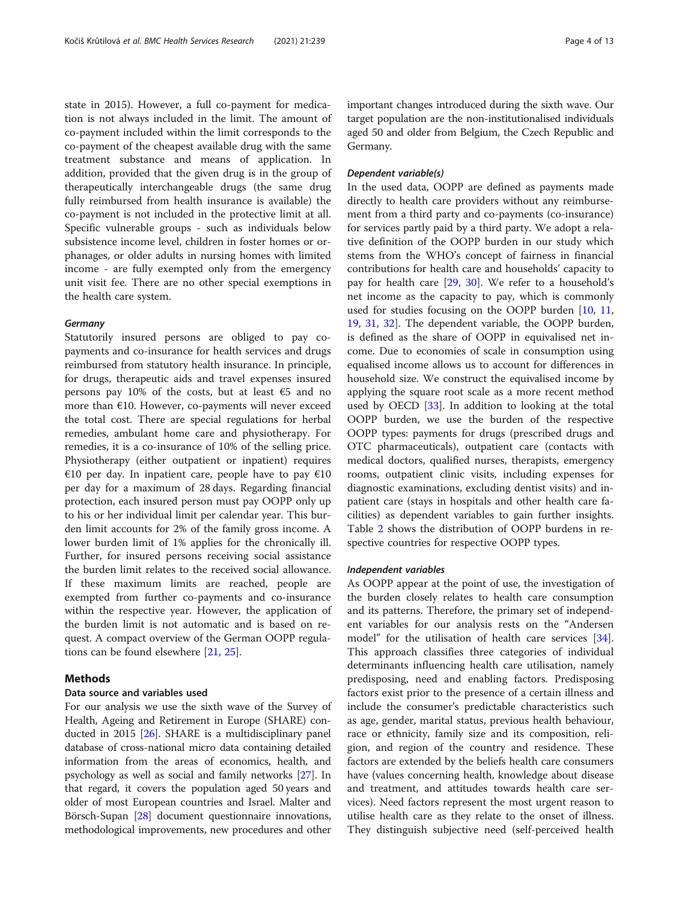state in 2015). However, a full co-payment for medication is not always included in the limit. The amount of co-payment included within the limit corresponds to the co-payment of the cheapest available drug with the same treatment substance and means of application. In addition, provided that the given drug is in the group of therapeutically interchangeable drugs (the same drug fully reimbursed from health insurance is available) the co-payment is not included in the protective limit at all. Specific vulnerable groups - such as individuals below subsistence income level, children in foster homes or orphanages, or older adults in nursing homes with limited income - are fully exempted only from the emergency unit visit fee. There are no other special exemptions in the health care system.

#### Germany

Statutorily insured persons are obliged to pay co-payments and co-insurance for health services and drugs reimbursed from statutory health insurance. In principle, for drugs, therapeutic aids and travel expenses insured persons pay 10% of the costs, but at least €5 and no more than €10. However, co-payments will never exceed the total cost. There are special regulations for herbal remedies, ambulant home care and physiotherapy. For remedies, it is a co-insurance of 10% of the selling price. Physiotherapy (either outpatient or inpatient) requires €10 per day. In inpatient care, people have to pay €10 per day for a maximum of 28 days. Regarding financial protection, each insured person must pay OOPP only up to his or her individual limit per calendar year. This burden limit accounts for 2% of the family gross income. A lower burden limit of 1% applies for the chronically ill. Further, for insured persons receiving social assistance the burden limit relates to the received social allowance. If these maximum limits are reached, people are exempted from further co-payments and co-insurance within the respective year. However, the application of the burden limit is not automatic and is based on request. A compact overview of the German OOPP regulations can be found elsewhere [21, 25].

## Methods

### Data source and variables used

For our analysis we use the sixth wave of the Survey of Health, Ageing and Retirement in Europe (SHARE) conducted in 2015 [26]. SHARE is a multidisciplinary panel database of cross-national micro data containing detailed information from the areas of economics, health, and psychology as well as social and family networks [27]. In that regard, it covers the population aged 50 years and older of most European countries and Israel. Malter and Börsch-Supan [28] document questionnaire innovations, methodological improvements, new procedures and other important changes introduced during the sixth wave. Our target population are the non-institutionalised individuals aged 50 and older from Belgium, the Czech Republic and Germany.

#### Dependent variable(s)

In the used data, OOPP are defined as payments made directly to health care providers without any reimbursement from a third party and co-payments (co-insurance) for services partly paid by a third party. We adopt a relative definition of the OOPP burden in our study which stems from the WHO's concept of fairness in financial contributions for health care and households' capacity to pay for health care [29, 30]. We refer to a household's net income as the capacity to pay, which is commonly used for studies focusing on the OOPP burden [10, 11, 19, 31, 32]. The dependent variable, the OOPP burden, is defined as the share of OOPP in equivalised net income. Due to economies of scale in consumption using equalised income allows us to account for differences in household size. We construct the equivalised income by applying the square root scale as a more recent method used by OECD [33]. In addition to looking at the total OOPP burden, we use the burden of the respective OOPP types: payments for drugs (prescribed drugs and OTC pharmaceuticals), outpatient care (contacts with medical doctors, qualified nurses, therapists, emergency rooms, outpatient clinic visits, including expenses for diagnostic examinations, excluding dentist visits) and inpatient care (stays in hospitals and other health care facilities) as dependent variables to gain further insights. Table 2 shows the distribution of OOPP burdens in respective countries for respective OOPP types.

#### Independent variables

As OOPP appear at the point of use, the investigation of the burden closely relates to health care consumption and its patterns. Therefore, the primary set of independent variables for our analysis rests on the "Andersen model" for the utilisation of health care services [34]. This approach classifies three categories of individual determinants influencing health care utilisation, namely predisposing, need and enabling factors. Predisposing factors exist prior to the presence of a certain illness and include the consumer's predictable characteristics such as age, gender, marital status, previous health behaviour, race or ethnicity, family size and its composition, religion, and region of the country and residence. These factors are extended by the beliefs health care consumers have (values concerning health, knowledge about disease and treatment, and attitudes towards health care services). Need factors represent the most urgent reason to utilise health care as they relate to the onset of illness. They distinguish subjective need (self-perceived health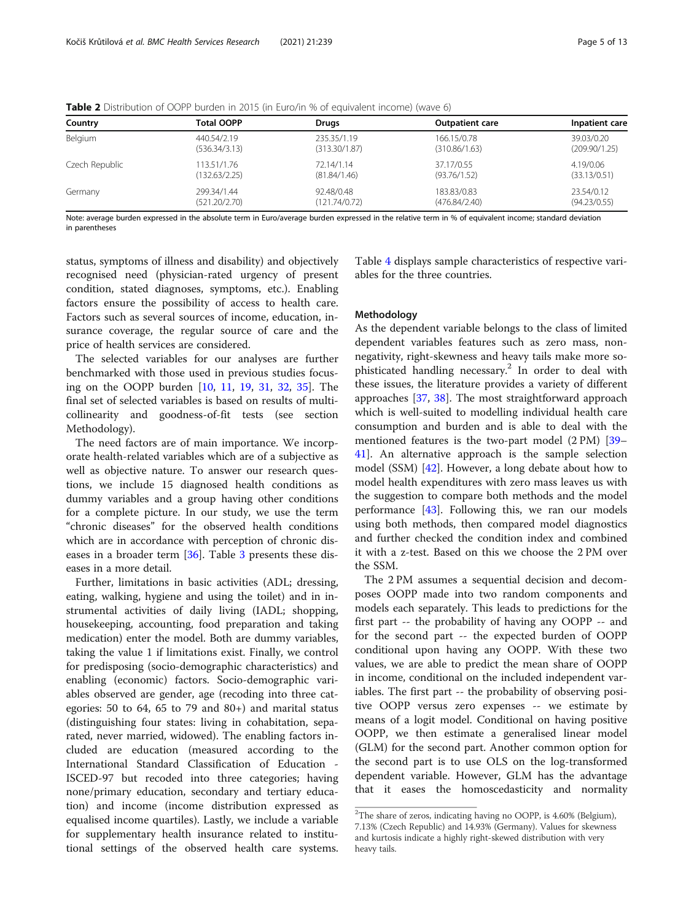**Table 2** Distribution of OOPP burden in 2015 (in Euro/in % of equivalent income) (wave 6)

| Country | Total OOPP | Drugs | Outpatient care | Inpatient care |
|---|---|---|---|---|
| Belgium | 440.54/2.19<br>(536.34/3.13) | 235.35/1.19<br>(313.30/1.87) | 166.15/0.78<br>(310.86/1.63) | 39.03/0.20<br>(209.90/1.25) |
| Czech Republic | 113.51/1.76<br>(132.63/2.25) | 72.14/1.14<br>(81.84/1.46) | 37.17/0.55<br>(93.76/1.52) | 4.19/0.06<br>(33.13/0.51) |
| Germany | 299.34/1.44<br>(521.20/2.70) | 92.48/0.48<br>(121.74/0.72) | 183.83/0.83<br>(476.84/2.40) | 23.54/0.12<br>(94.23/0.55) |

Note: average burden expressed in the absolute term in Euro/average burden expressed in the relative term in % of equivalent income; standard deviation in parentheses

status, symptoms of illness and disability) and objectively recognised need (physician-rated urgency of present condition, stated diagnoses, symptoms, etc.). Enabling factors ensure the possibility of access to health care. Factors such as several sources of income, education, insurance coverage, the regular source of care and the price of health services are considered.

The selected variables for our analyses are further benchmarked with those used in previous studies focusing on the OOPP burden [10, 11, 19, 31, 32, 35]. The final set of selected variables is based on results of multicollinearity and goodness-of-fit tests (see section Methodology).

The need factors are of main importance. We incorporate health-related variables which are of a subjective as well as objective nature. To answer our research questions, we include 15 diagnosed health conditions as dummy variables and a group having other conditions for a complete picture. In our study, we use the term "chronic diseases" for the observed health conditions which are in accordance with perception of chronic diseases in a broader term [36]. Table 3 presents these diseases in a more detail.

Further, limitations in basic activities (ADL; dressing, eating, walking, hygiene and using the toilet) and in instrumental activities of daily living (IADL; shopping, housekeeping, accounting, food preparation and taking medication) enter the model. Both are dummy variables, taking the value 1 if limitations exist. Finally, we control for predisposing (socio-demographic characteristics) and enabling (economic) factors. Socio-demographic variables observed are gender, age (recoding into three categories: 50 to 64, 65 to 79 and 80+) and marital status (distinguishing four states: living in cohabitation, separated, never married, widowed). The enabling factors included are education (measured according to the International Standard Classification of Education - ISCED-97 but recoded into three categories; having none/primary education, secondary and tertiary education) and income (income distribution expressed as equalised income quartiles). Lastly, we include a variable for supplementary health insurance related to institutional settings of the observed health care systems. Table 4 displays sample characteristics of respective variables for the three countries.

## Methodology

As the dependent variable belongs to the class of limited dependent variables features such as zero mass, non-negativity, right-skewness and heavy tails make more sophisticated handling necessary.[2] In order to deal with these issues, the literature provides a variety of different approaches [37, 38]. The most straightforward approach which is well-suited to modelling individual health care consumption and burden and is able to deal with the mentioned features is the two-part model (2 PM) [39–41]. An alternative approach is the sample selection model (SSM) [42]. However, a long debate about how to model health expenditures with zero mass leaves us with the suggestion to compare both methods and the model performance [43]. Following this, we ran our models using both methods, then compared model diagnostics and further checked the condition index and combined it with a z-test. Based on this we choose the 2 PM over the SSM.

The 2 PM assumes a sequential decision and decomposes OOPP made into two random components and models each separately. This leads to predictions for the first part -- the probability of having any OOPP -- and for the second part -- the expected burden of OOPP conditional upon having any OOPP. With these two values, we are able to predict the mean share of OOPP in income, conditional on the included independent variables. The first part -- the probability of observing positive OOPP versus zero expenses -- we estimate by means of a logit model. Conditional on having positive OOPP, we then estimate a generalised linear model (GLM) for the second part. Another common option for the second part is to use OLS on the log-transformed dependent variable. However, GLM has the advantage that it eases the homoscedasticity and normality

[2] The share of zeros, indicating having no OOPP, is 4.60% (Belgium), 7.13% (Czech Republic) and 14.93% (Germany). Values for skewness and kurtosis indicate a highly right-skewed distribution with very heavy tails.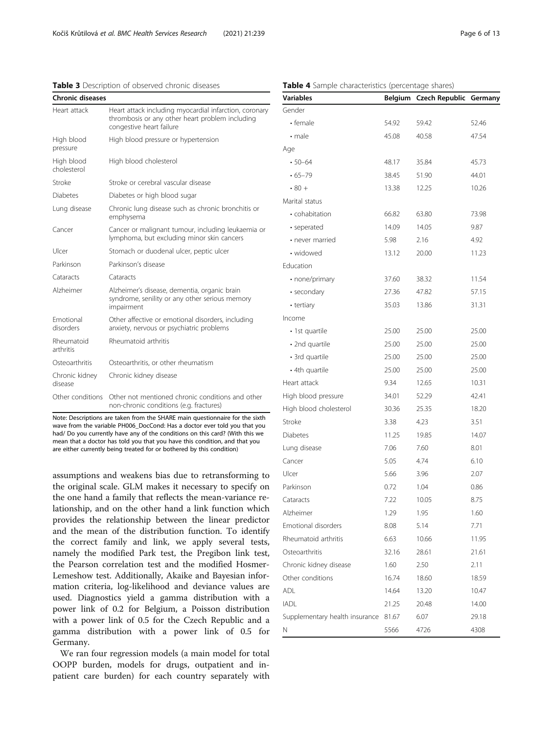**Table 3** Description of observed chronic diseases

| Chronic diseases | |
|---|---|
| Heart attack | Heart attack including myocardial infarction, coronary thrombosis or any other heart problem including congestive heart failure |
| High blood pressure | High blood pressure or hypertension |
| High blood cholesterol | High blood cholesterol |
| Stroke | Stroke or cerebral vascular disease |
| Diabetes | Diabetes or high blood sugar |
| Lung disease | Chronic lung disease such as chronic bronchitis or emphysema |
| Cancer | Cancer or malignant tumour, including leukaemia or lymphoma, but excluding minor skin cancers |
| Ulcer | Stomach or duodenal ulcer, peptic ulcer |
| Parkinson | Parkinson's disease |
| Cataracts | Cataracts |
| Alzheimer | Alzheimer's disease, dementia, organic brain syndrome, senility or any other serious memory impairment |
| Emotional disorders | Other affective or emotional disorders, including anxiety, nervous or psychiatric problems |
| Rheumatoid arthritis | Rheumatoid arthritis |
| Osteoarthritis | Osteoarthritis, or other rheumatism |
| Chronic kidney disease | Chronic kidney disease |
| Other conditions | Other not mentioned chronic conditions and other non-chronic conditions (e.g. fractures) |

Note: Descriptions are taken from the SHARE main questionnaire for the sixth wave from the variable PH006_DocCond: Has a doctor ever told you that you had/ Do you currently have any of the conditions on this card? (With this we mean that a doctor has told you that you have this condition, and that you are either currently being treated for or bothered by this condition)

assumptions and weakens bias due to retransforming to the original scale. GLM makes it necessary to specify on the one hand a family that reflects the mean-variance relationship, and on the other hand a link function which provides the relationship between the linear predictor and the mean of the distribution function. To identify the correct family and link, we apply several tests, namely the modified Park test, the Pregibon link test, the Pearson correlation test and the modified Hosmer-Lemeshow test. Additionally, Akaike and Bayesian information criteria, log-likelihood and deviance values are used. Diagnostics yield a gamma distribution with a power link of 0.2 for Belgium, a Poisson distribution with a power link of 0.5 for the Czech Republic and a gamma distribution with a power link of 0.5 for Germany.

We ran four regression models (a main model for total OOPP burden, models for drugs, outpatient and inpatient care burden) for each country separately with

**Table 4** Sample characteristics (percentage shares)

| Variables | Belgium | Czech Republic | Germany |
|---|---|---|---|
| Gender | | | |
| • female | 54.92 | 59.42 | 52.46 |
| • male | 45.08 | 40.58 | 47.54 |
| Age | | | |
| • 50–64 | 48.17 | 35.84 | 45.73 |
| • 65–79 | 38.45 | 51.90 | 44.01 |
| • 80 + | 13.38 | 12.25 | 10.26 |
| Marital status | | | |
| • cohabitation | 66.82 | 63.80 | 73.98 |
| • seperated | 14.09 | 14.05 | 9.87 |
| • never married | 5.98 | 2.16 | 4.92 |
| • widowed | 13.12 | 20.00 | 11.23 |
| Education | | | |
| • none/primary | 37.60 | 38.32 | 11.54 |
| • secondary | 27.36 | 47.82 | 57.15 |
| • tertiary | 35.03 | 13.86 | 31.31 |
| Income | | | |
| • 1st quartile | 25.00 | 25.00 | 25.00 |
| • 2nd quartile | 25.00 | 25.00 | 25.00 |
| • 3rd quartile | 25.00 | 25.00 | 25.00 |
| • 4th quartile | 25.00 | 25.00 | 25.00 |
| Heart attack | 9.34 | 12.65 | 10.31 |
| High blood pressure | 34.01 | 52.29 | 42.41 |
| High blood cholesterol | 30.36 | 25.35 | 18.20 |
| Stroke | 3.38 | 4.23 | 3.51 |
| Diabetes | 11.25 | 19.85 | 14.07 |
| Lung disease | 7.06 | 7.60 | 8.01 |
| Cancer | 5.05 | 4.74 | 6.10 |
| Ulcer | 5.66 | 3.96 | 2.07 |
| Parkinson | 0.72 | 1.04 | 0.86 |
| Cataracts | 7.22 | 10.05 | 8.75 |
| Alzheimer | 1.29 | 1.95 | 1.60 |
| Emotional disorders | 8.08 | 5.14 | 7.71 |
| Rheumatoid arthritis | 6.63 | 10.66 | 11.95 |
| Osteoarthritis | 32.16 | 28.61 | 21.61 |
| Chronic kidney disease | 1.60 | 2.50 | 2.11 |
| Other conditions | 16.74 | 18.60 | 18.59 |
| ADL | 14.64 | 13.20 | 10.47 |
| IADL | 21.25 | 20.48 | 14.00 |
| Supplementary health insurance | 81.67 | 6.07 | 29.18 |
| N | 5566 | 4726 | 4308 |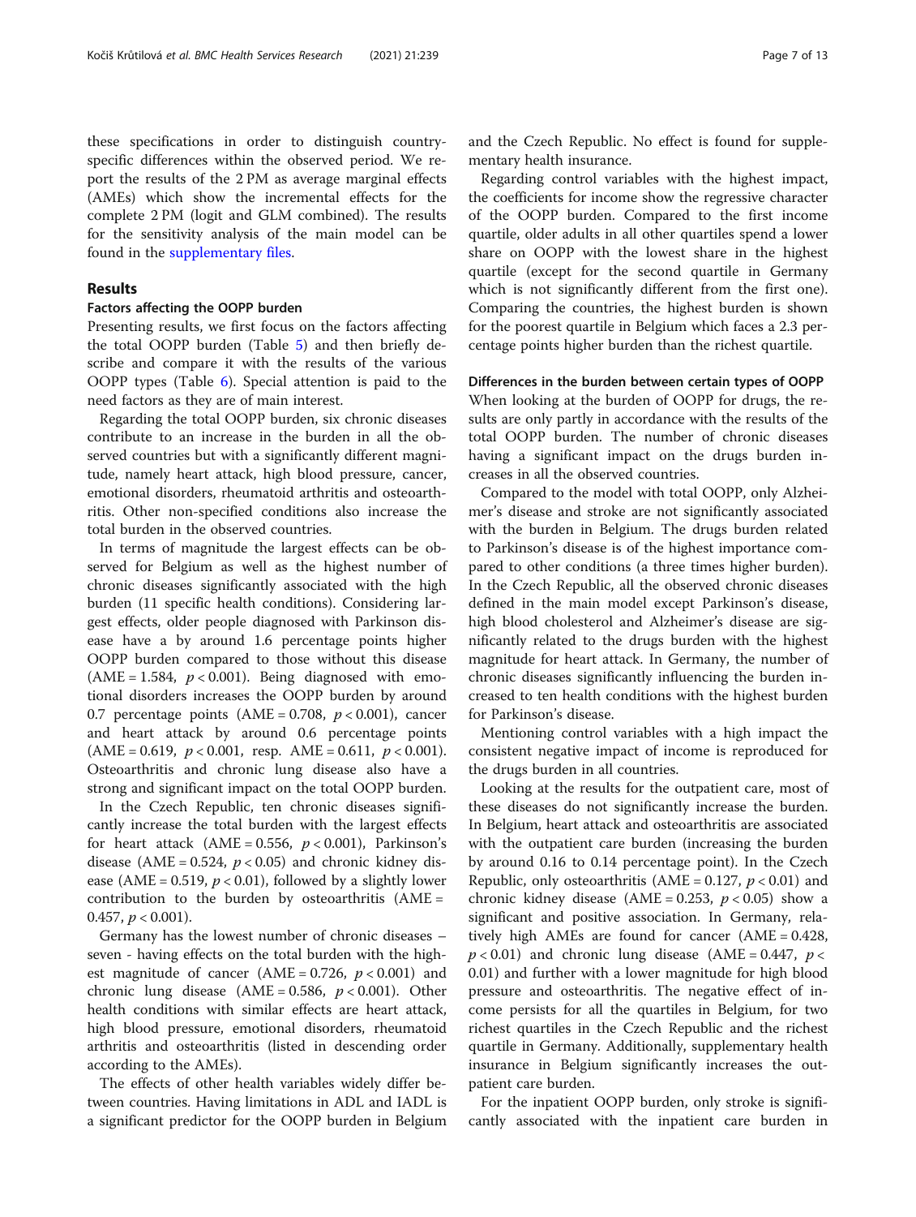these specifications in order to distinguish country-specific differences within the observed period. We report the results of the 2 PM as average marginal effects (AMEs) which show the incremental effects for the complete 2 PM (logit and GLM combined). The results for the sensitivity analysis of the main model can be found in the supplementary files.

## Results

### Factors affecting the OOPP burden

Presenting results, we first focus on the factors affecting the total OOPP burden (Table 5) and then briefly describe and compare it with the results of the various OOPP types (Table 6). Special attention is paid to the need factors as they are of main interest.

Regarding the total OOPP burden, six chronic diseases contribute to an increase in the burden in all the observed countries but with a significantly different magnitude, namely heart attack, high blood pressure, cancer, emotional disorders, rheumatoid arthritis and osteoarthritis. Other non-specified conditions also increase the total burden in the observed countries.

In terms of magnitude the largest effects can be observed for Belgium as well as the highest number of chronic diseases significantly associated with the high burden (11 specific health conditions). Considering largest effects, older people diagnosed with Parkinson disease have a by around 1.6 percentage points higher OOPP burden compared to those without this disease (AME = 1.584, $p < 0.001$). Being diagnosed with emotional disorders increases the OOPP burden by around 0.7 percentage points (AME = 0.708, $p < 0.001$), cancer and heart attack by around 0.6 percentage points (AME = 0.619, $p < 0.001$, resp. AME = 0.611, $p < 0.001$). Osteoarthritis and chronic lung disease also have a strong and significant impact on the total OOPP burden.

In the Czech Republic, ten chronic diseases significantly increase the total burden with the largest effects for heart attack (AME = 0.556, $p < 0.001$), Parkinson's disease (AME = 0.524, $p < 0.05$) and chronic kidney disease (AME = 0.519, $p < 0.01$), followed by a slightly lower contribution to the burden by osteoarthritis (AME = 0.457, $p < 0.001$).

Germany has the lowest number of chronic diseases – seven - having effects on the total burden with the highest magnitude of cancer (AME = 0.726, $p < 0.001$) and chronic lung disease (AME = 0.586, $p < 0.001$). Other health conditions with similar effects are heart attack, high blood pressure, emotional disorders, rheumatoid arthritis and osteoarthritis (listed in descending order according to the AMEs).

The effects of other health variables widely differ between countries. Having limitations in ADL and IADL is a significant predictor for the OOPP burden in Belgium and the Czech Republic. No effect is found for supplementary health insurance.

Regarding control variables with the highest impact, the coefficients for income show the regressive character of the OOPP burden. Compared to the first income quartile, older adults in all other quartiles spend a lower share on OOPP with the lowest share in the highest quartile (except for the second quartile in Germany which is not significantly different from the first one). Comparing the countries, the highest burden is shown for the poorest quartile in Belgium which faces a 2.3 percentage points higher burden than the richest quartile.

### Differences in the burden between certain types of OOPP

When looking at the burden of OOPP for drugs, the results are only partly in accordance with the results of the total OOPP burden. The number of chronic diseases having a significant impact on the drugs burden increases in all the observed countries.

Compared to the model with total OOPP, only Alzheimer's disease and stroke are not significantly associated with the burden in Belgium. The drugs burden related to Parkinson's disease is of the highest importance compared to other conditions (a three times higher burden). In the Czech Republic, all the observed chronic diseases defined in the main model except Parkinson's disease, high blood cholesterol and Alzheimer's disease are significantly related to the drugs burden with the highest magnitude for heart attack. In Germany, the number of chronic diseases significantly influencing the burden increased to ten health conditions with the highest burden for Parkinson's disease.

Mentioning control variables with a high impact the consistent negative impact of income is reproduced for the drugs burden in all countries.

Looking at the results for the outpatient care, most of these diseases do not significantly increase the burden. In Belgium, heart attack and osteoarthritis are associated with the outpatient care burden (increasing the burden by around 0.16 to 0.14 percentage point). In the Czech Republic, only osteoarthritis (AME = 0.127, $p < 0.01$) and chronic kidney disease (AME = 0.253, $p < 0.05$) show a significant and positive association. In Germany, relatively high AMEs are found for cancer (AME = 0.428, $p < 0.01$) and chronic lung disease (AME = 0.447, $p < 0.01$) and further with a lower magnitude for high blood pressure and osteoarthritis. The negative effect of income persists for all the quartiles in Belgium, for two richest quartiles in the Czech Republic and the richest quartile in Germany. Additionally, supplementary health insurance in Belgium significantly increases the outpatient care burden.

For the inpatient OOPP burden, only stroke is significantly associated with the inpatient care burden in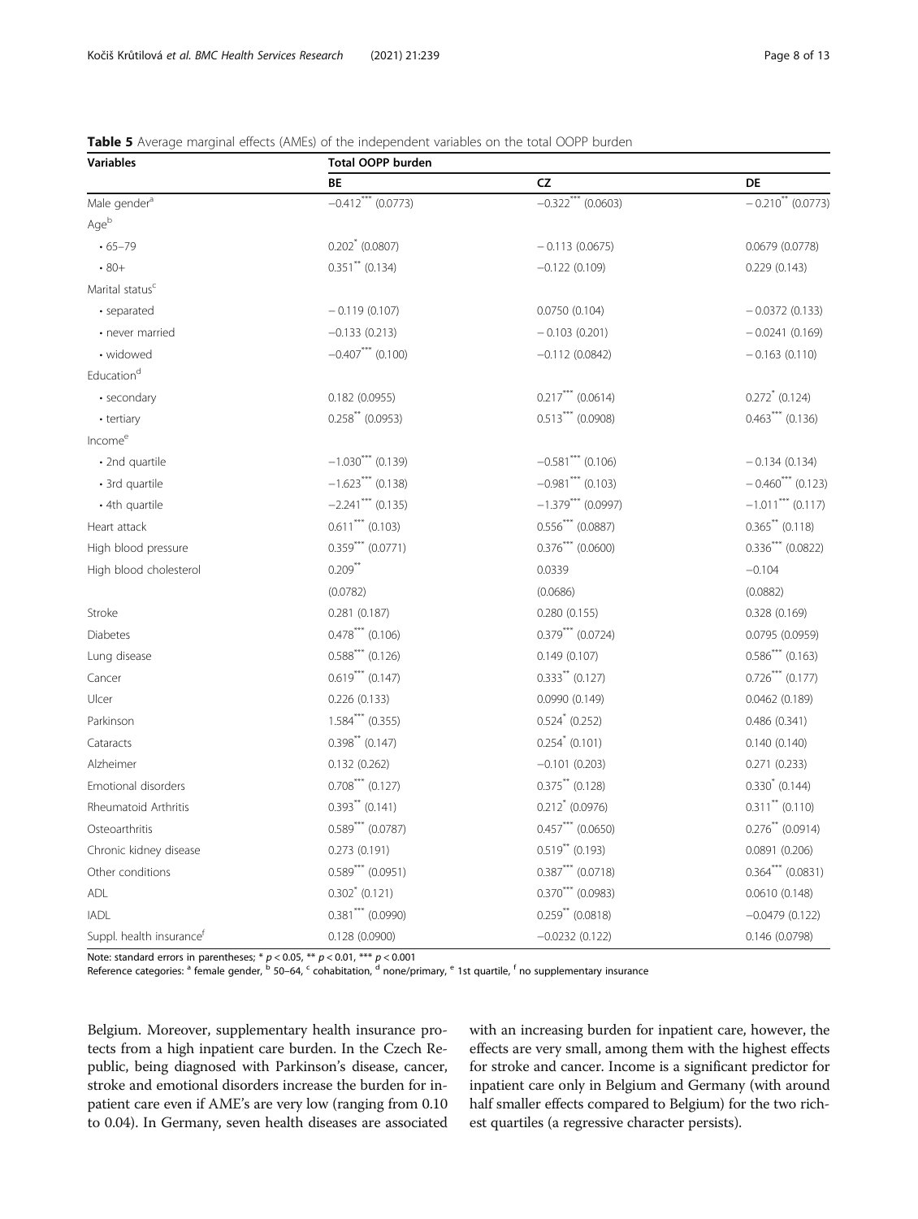**Table 5** Average marginal effects (AMEs) of the independent variables on the total OOPP burden

| Variables | Total OOPP burden | | |
|---|---|---|---|
| | BE | CZ | DE |
| Male gender[a] | −0.412*** (0.0773) | −0.322*** (0.0603) | −0.210** (0.0773) |
| Age[b] | | | |
| • 65–79 | 0.202* (0.0807) | − 0.113 (0.0675) | 0.0679 (0.0778) |
| • 80+ | 0.351** (0.134) | −0.122 (0.109) | 0.229 (0.143) |
| Marital status[c] | | | |
| • separated | − 0.119 (0.107) | 0.0750 (0.104) | − 0.0372 (0.133) |
| • never married | −0.133 (0.213) | − 0.103 (0.201) | − 0.0241 (0.169) |
| • widowed | −0.407*** (0.100) | −0.112 (0.0842) | − 0.163 (0.110) |
| Education[d] | | | |
| • secondary | 0.182 (0.0955) | 0.217*** (0.0614) | 0.272* (0.124) |
| • tertiary | 0.258** (0.0953) | 0.513*** (0.0908) | 0.463*** (0.136) |
| Income[e] | | | |
| • 2nd quartile | −1.030*** (0.139) | −0.581*** (0.106) | − 0.134 (0.134) |
| • 3rd quartile | −1.623*** (0.138) | −0.981*** (0.103) | − 0.460*** (0.123) |
| • 4th quartile | −2.241*** (0.135) | −1.379*** (0.0997) | −1.011*** (0.117) |
| Heart attack | 0.611*** (0.103) | 0.556*** (0.0887) | 0.365** (0.118) |
| High blood pressure | 0.359*** (0.0771) | 0.376*** (0.0600) | 0.336*** (0.0822) |
| High blood cholesterol | 0.209** (0.0782) | 0.0339 (0.0686) | −0.104 (0.0882) |
| Stroke | 0.281 (0.187) | 0.280 (0.155) | 0.328 (0.169) |
| Diabetes | 0.478*** (0.106) | 0.379*** (0.0724) | 0.0795 (0.0959) |
| Lung disease | 0.588*** (0.126) | 0.149 (0.107) | 0.586*** (0.163) |
| Cancer | 0.619*** (0.147) | 0.333** (0.127) | 0.726*** (0.177) |
| Ulcer | 0.226 (0.133) | 0.0990 (0.149) | 0.0462 (0.189) |
| Parkinson | 1.584*** (0.355) | 0.524* (0.252) | 0.486 (0.341) |
| Cataracts | 0.398** (0.147) | 0.254* (0.101) | 0.140 (0.140) |
| Alzheimer | 0.132 (0.262) | −0.101 (0.203) | 0.271 (0.233) |
| Emotional disorders | 0.708*** (0.127) | 0.375** (0.128) | 0.330* (0.144) |
| Rheumatoid Arthritis | 0.393** (0.141) | 0.212* (0.0976) | 0.311** (0.110) |
| Osteoarthritis | 0.589*** (0.0787) | 0.457*** (0.0650) | 0.276** (0.0914) |
| Chronic kidney disease | 0.273 (0.191) | 0.519** (0.193) | 0.0891 (0.206) |
| Other conditions | 0.589*** (0.0951) | 0.387*** (0.0718) | 0.364*** (0.0831) |
| ADL | 0.302* (0.121) | 0.370*** (0.0983) | 0.0610 (0.148) |
| IADL | 0.381*** (0.0990) | 0.259** (0.0818) | −0.0479 (0.122) |
| Suppl. health insurance[f] | 0.128 (0.0900) | −0.0232 (0.122) | 0.146 (0.0798) |

Note: standard errors in parentheses; * $p < 0.05$, ** $p < 0.01$, *** $p < 0.001$
Reference categories: [a] female gender, [b] 50–64, [c] cohabitation, [d] none/primary, [e] 1st quartile, [f] no supplementary insurance

Belgium. Moreover, supplementary health insurance protects from a high inpatient care burden. In the Czech Republic, being diagnosed with Parkinson's disease, cancer, stroke and emotional disorders increase the burden for inpatient care even if AME's are very low (ranging from 0.10 to 0.04). In Germany, seven health diseases are associated with an increasing burden for inpatient care, however, the effects are very small, among them with the highest effects for stroke and cancer. Income is a significant predictor for inpatient care only in Belgium and Germany (with around half smaller effects compared to Belgium) for the two richest quartiles (a regressive character persists).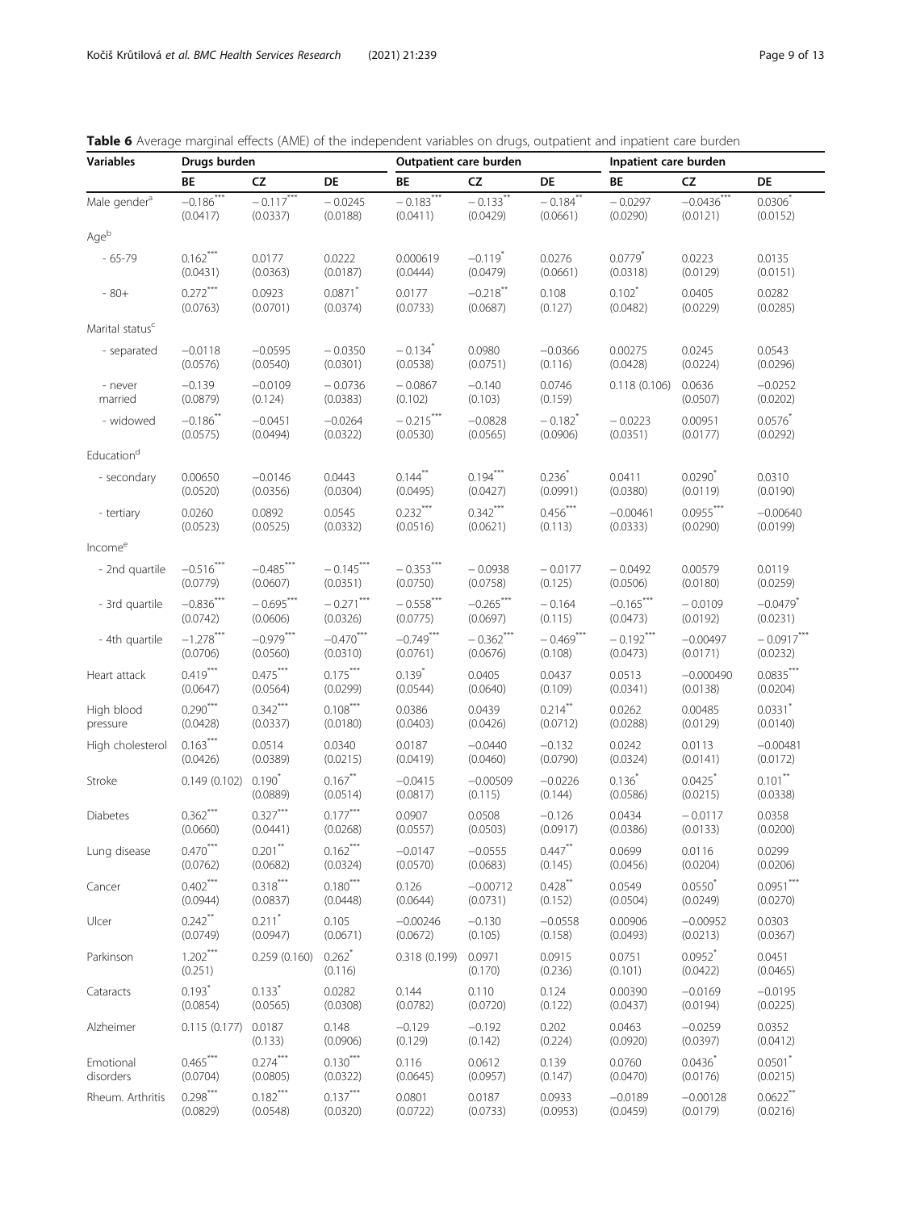**Table 6** Average marginal effects (AME) of the independent variables on drugs, outpatient and inpatient care burden

| Variables | Drugs burden | | | Outpatient care burden | | | Inpatient care burden | | |
|---|---|---|---|---|---|---|---|---|---|
| | BE | CZ | DE | BE | CZ | DE | BE | CZ | DE |
| Male gender[a] | −0.186*** (0.0417) | −0.117*** (0.0337) | −0.0245 (0.0188) | −0.183*** (0.0411) | −0.133** (0.0429) | −0.184** (0.0661) | −0.0297 (0.0290) | −0.0436*** (0.0121) | 0.0306* (0.0152) |
| Age[b] | | | | | | | | | |
| - 65-79 | 0.162*** (0.0431) | 0.0177 (0.0363) | 0.0222 (0.0187) | 0.000619 (0.0444) | −0.119* (0.0479) | 0.0276 (0.0661) | 0.0779* (0.0318) | 0.0223 (0.0129) | 0.0135 (0.0151) |
| - 80+ | 0.272*** (0.0763) | 0.0923 (0.0701) | 0.0871* (0.0374) | 0.0177 (0.0733) | −0.218** (0.0687) | 0.108 (0.127) | 0.102* (0.0482) | 0.0405 (0.0229) | 0.0282 (0.0285) |
| Marital status[c] | | | | | | | | | |
| - separated | −0.0118 (0.0576) | −0.0595 (0.0540) | −0.0350 (0.0301) | −0.134* (0.0538) | 0.0980 (0.0751) | −0.0366 (0.116) | 0.00275 (0.0428) | 0.0245 (0.0224) | 0.0543 (0.0296) |
| - never married | −0.139 (0.0879) | −0.0109 (0.124) | −0.0736 (0.0383) | −0.0867 (0.102) | −0.140 (0.103) | 0.0746 (0.159) | 0.118 (0.106) | 0.0636 (0.0507) | −0.0252 (0.0202) |
| - widowed | −0.186** (0.0575) | −0.0451 (0.0494) | −0.0264 (0.0322) | −0.215*** (0.0530) | −0.0828 (0.0565) | −0.182* (0.0906) | −0.0223 (0.0351) | 0.00951 (0.0177) | 0.0576* (0.0292) |
| Education[d] | | | | | | | | | |
| - secondary | 0.00650 (0.0520) | −0.0146 (0.0356) | 0.0443 (0.0304) | 0.144** (0.0495) | 0.194*** (0.0427) | 0.236* (0.0991) | 0.0411 (0.0380) | 0.0290* (0.0119) | 0.0310 (0.0190) |
| - tertiary | 0.0260 (0.0523) | 0.0892 (0.0525) | 0.0545 (0.0332) | 0.232*** (0.0516) | 0.342*** (0.0621) | 0.456*** (0.113) | −0.00461 (0.0333) | 0.0955*** (0.0290) | −0.00640 (0.0199) |
| Income[e] | | | | | | | | | |
| - 2nd quartile | −0.516*** (0.0779) | −0.485*** (0.0607) | −0.145*** (0.0351) | −0.353*** (0.0750) | −0.0938 (0.0758) | −0.0177 (0.125) | −0.0492 (0.0506) | 0.00579 (0.0180) | 0.0119 (0.0259) |
| - 3rd quartile | −0.836*** (0.0742) | −0.695*** (0.0606) | −0.271*** (0.0326) | −0.558*** (0.0775) | −0.265*** (0.0697) | −0.164 (0.115) | −0.165*** (0.0473) | −0.0109 (0.0192) | −0.0479* (0.0231) |
| - 4th quartile | −1.278*** (0.0706) | −0.979*** (0.0560) | −0.470*** (0.0310) | −0.749*** (0.0761) | −0.362*** (0.0676) | −0.469*** (0.108) | −0.192*** (0.0473) | −0.00497 (0.0171) | −0.0917*** (0.0232) |
| Heart attack | 0.419*** (0.0647) | 0.475*** (0.0564) | 0.175*** (0.0299) | 0.139* (0.0544) | 0.0405 (0.0640) | 0.0437 (0.109) | 0.0513 (0.0341) | −0.000490 (0.0138) | 0.0835*** (0.0204) |
| High blood pressure | 0.290*** (0.0428) | 0.342*** (0.0337) | 0.108*** (0.0180) | 0.0386 (0.0403) | 0.0439 (0.0426) | 0.214** (0.0712) | 0.0262 (0.0288) | 0.00485 (0.0129) | 0.0331* (0.0140) |
| High cholesterol | 0.163*** (0.0426) | 0.0514 (0.0389) | 0.0340 (0.0215) | 0.0187 (0.0419) | −0.0440 (0.0460) | −0.132 (0.0790) | 0.0242 (0.0324) | 0.0113 (0.0141) | −0.00481 (0.0172) |
| Stroke | 0.149 (0.102) | 0.190* (0.0889) | 0.167** (0.0514) | −0.0415 (0.0817) | −0.00509 (0.115) | −0.0226 (0.144) | 0.136* (0.0586) | 0.0425* (0.0215) | 0.101** (0.0338) |
| Diabetes | 0.362*** (0.0660) | 0.327*** (0.0441) | 0.177*** (0.0268) | 0.0907 (0.0557) | 0.0508 (0.0503) | −0.126 (0.0917) | 0.0434 (0.0386) | −0.0117 (0.0133) | 0.0358 (0.0200) |
| Lung disease | 0.470*** (0.0762) | 0.201** (0.0682) | 0.162*** (0.0324) | −0.0147 (0.0570) | −0.0555 (0.0683) | 0.447** (0.145) | 0.0699 (0.0456) | 0.0116 (0.0204) | 0.0299 (0.0206) |
| Cancer | 0.402*** (0.0944) | 0.318*** (0.0837) | 0.180*** (0.0448) | 0.126 (0.0644) | −0.00712 (0.0731) | 0.428** (0.152) | 0.0549 (0.0504) | 0.0550* (0.0249) | 0.0951*** (0.0270) |
| Ulcer | 0.242** (0.0749) | 0.211* (0.0947) | 0.105 (0.0671) | −0.00246 (0.0672) | −0.130 (0.105) | −0.0558 (0.158) | 0.00906 (0.0493) | −0.00952 (0.0213) | 0.0303 (0.0367) |
| Parkinson | 1.202*** (0.251) | 0.259 (0.160) | 0.262* (0.116) | 0.318 (0.199) | 0.0971 (0.170) | 0.0915 (0.236) | 0.0751 (0.101) | 0.0952* (0.0422) | 0.0451 (0.0465) |
| Cataracts | 0.193* (0.0854) | 0.133* (0.0565) | 0.0282 (0.0308) | 0.144 (0.0782) | 0.110 (0.0720) | 0.124 (0.122) | 0.00390 (0.0437) | −0.0169 (0.0194) | −0.0195 (0.0225) |
| Alzheimer | 0.115 (0.177) | 0.0187 (0.133) | 0.148 (0.0906) | −0.129 (0.129) | −0.192 (0.142) | 0.202 (0.224) | 0.0463 (0.0920) | −0.0259 (0.0397) | 0.0352 (0.0412) |
| Emotional disorders | 0.465*** (0.0704) | 0.274*** (0.0805) | 0.130*** (0.0322) | 0.116 (0.0645) | 0.0612 (0.0957) | 0.139 (0.147) | 0.0760 (0.0470) | 0.0436* (0.0176) | 0.0501* (0.0215) |
| Rheum. Arthritis | 0.298*** (0.0829) | 0.182*** (0.0548) | 0.137*** (0.0320) | 0.0801 (0.0722) | 0.0187 (0.0733) | 0.0933 (0.0953) | −0.0189 (0.0459) | −0.00128 (0.0179) | 0.0622** (0.0216) |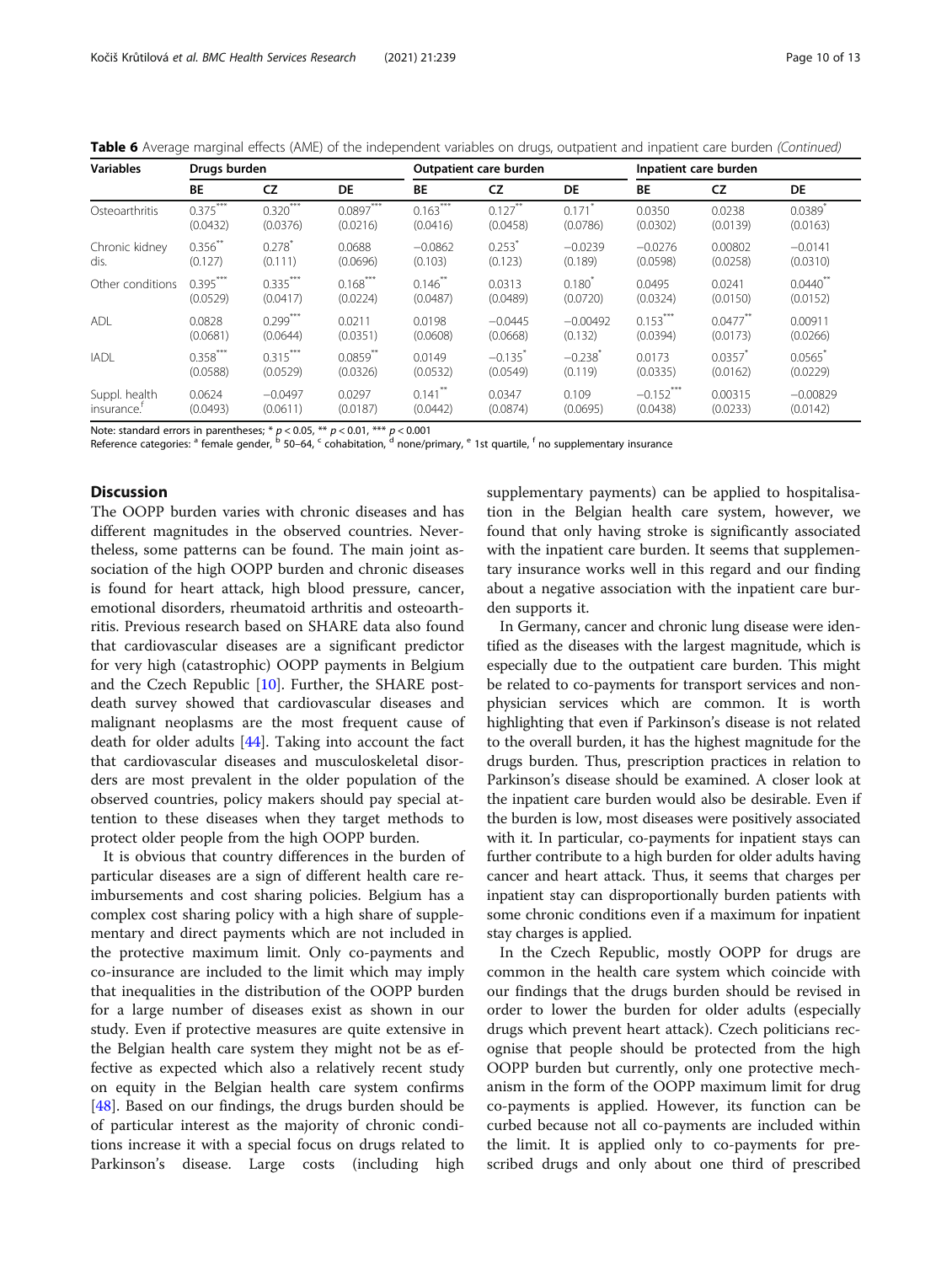**Table 6** Average marginal effects (AME) of the independent variables on drugs, outpatient and inpatient care burden *(Continued)*

| Variables | Drugs burden | | | Outpatient care burden | | | Inpatient care burden | | |
|---|---|---|---|---|---|---|---|---|---|
| | BE | CZ | DE | BE | CZ | DE | BE | CZ | DE |
| Osteoarthritis | 0.375*** (0.0432) | 0.320*** (0.0376) | 0.0897*** (0.0216) | 0.163*** (0.0416) | 0.127** (0.0458) | 0.171* (0.0786) | 0.0350 (0.0302) | 0.0238 (0.0139) | 0.0389* (0.0163) |
| Chronic kidney dis. | 0.356** (0.127) | 0.278* (0.111) | 0.0688 (0.0696) | −0.0862 (0.103) | 0.253* (0.123) | −0.0239 (0.189) | −0.0276 (0.0598) | 0.00802 (0.0258) | −0.0141 (0.0310) |
| Other conditions | 0.395*** (0.0529) | 0.335*** (0.0417) | 0.168*** (0.0224) | 0.146** (0.0487) | 0.0313 (0.0489) | 0.180* (0.0720) | 0.0495 (0.0324) | 0.0241 (0.0150) | 0.0440** (0.0152) |
| ADL | 0.0828 (0.0681) | 0.299*** (0.0644) | 0.0211 (0.0351) | 0.0198 (0.0608) | −0.0445 (0.0668) | −0.00492 (0.132) | 0.153*** (0.0394) | 0.0477** (0.0173) | 0.00911 (0.0266) |
| IADL | 0.358*** (0.0588) | 0.315*** (0.0529) | 0.0859** (0.0326) | 0.0149 (0.0532) | −0.135* (0.0549) | −0.238* (0.119) | 0.0173 (0.0335) | 0.0357* (0.0162) | 0.0565* (0.0229) |
| Suppl. health insurance.[f] | 0.0624 (0.0493) | −0.0497 (0.0611) | 0.0297 (0.0187) | 0.141** (0.0442) | 0.0347 (0.0874) | 0.109 (0.0695) | −0.152*** (0.0438) | 0.00315 (0.0233) | −0.00829 (0.0142) |

Note: standard errors in parentheses; * $p < 0.05$, ** $p < 0.01$, *** $p < 0.001$
Reference categories: [a] female gender, [b] 50–64, [c] cohabitation, [d] none/primary, [e] 1st quartile, [f] no supplementary insurance

## Discussion

The OOPP burden varies with chronic diseases and has different magnitudes in the observed countries. Nevertheless, some patterns can be found. The main joint association of the high OOPP burden and chronic diseases is found for heart attack, high blood pressure, cancer, emotional disorders, rheumatoid arthritis and osteoarthritis. Previous research based on SHARE data also found that cardiovascular diseases are a significant predictor for very high (catastrophic) OOPP payments in Belgium and the Czech Republic [10]. Further, the SHARE post-death survey showed that cardiovascular diseases and malignant neoplasms are the most frequent cause of death for older adults [44]. Taking into account the fact that cardiovascular diseases and musculoskeletal disorders are most prevalent in the older population of the observed countries, policy makers should pay special attention to these diseases when they target methods to protect older people from the high OOPP burden.

It is obvious that country differences in the burden of particular diseases are a sign of different health care reimbursements and cost sharing policies. Belgium has a complex cost sharing policy with a high share of supplementary and direct payments which are not included in the protective maximum limit. Only co-payments and co-insurance are included to the limit which may imply that inequalities in the distribution of the OOPP burden for a large number of diseases exist as shown in our study. Even if protective measures are quite extensive in the Belgian health care system they might not be as effective as expected which also a relatively recent study on equity in the Belgian health care system confirms [48]. Based on our findings, the drugs burden should be of particular interest as the majority of chronic conditions increase it with a special focus on drugs related to Parkinson's disease. Large costs (including high supplementary payments) can be applied to hospitalisation in the Belgian health care system, however, we found that only having stroke is significantly associated with the inpatient care burden. It seems that supplementary insurance works well in this regard and our finding about a negative association with the inpatient care burden supports it.

In Germany, cancer and chronic lung disease were identified as the diseases with the largest magnitude, which is especially due to the outpatient care burden. This might be related to co-payments for transport services and non-physician services which are common. It is worth highlighting that even if Parkinson's disease is not related to the overall burden, it has the highest magnitude for the drugs burden. Thus, prescription practices in relation to Parkinson's disease should be examined. A closer look at the inpatient care burden would also be desirable. Even if the burden is low, most diseases were positively associated with it. In particular, co-payments for inpatient stays can further contribute to a high burden for older adults having cancer and heart attack. Thus, it seems that charges per inpatient stay can disproportionally burden patients with some chronic conditions even if a maximum for inpatient stay charges is applied.

In the Czech Republic, mostly OOPP for drugs are common in the health care system which coincide with our findings that the drugs burden should be revised in order to lower the burden for older adults (especially drugs which prevent heart attack). Czech politicians recognise that people should be protected from the high OOPP burden but currently, only one protective mechanism in the form of the OOPP maximum limit for drug co-payments is applied. However, its function can be curbed because not all co-payments are included within the limit. It is applied only to co-payments for prescribed drugs and only about one third of prescribed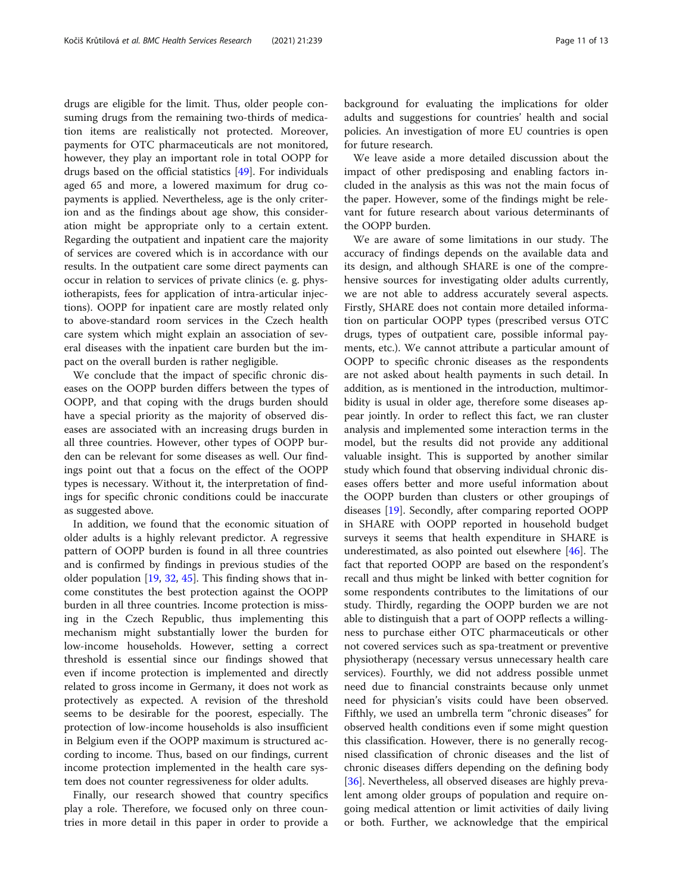drugs are eligible for the limit. Thus, older people consuming drugs from the remaining two-thirds of medication items are realistically not protected. Moreover, payments for OTC pharmaceuticals are not monitored, however, they play an important role in total OOPP for drugs based on the official statistics [49]. For individuals aged 65 and more, a lowered maximum for drug co-payments is applied. Nevertheless, age is the only criterion and as the findings about age show, this consideration might be appropriate only to a certain extent. Regarding the outpatient and inpatient care the majority of services are covered which is in accordance with our results. In the outpatient care some direct payments can occur in relation to services of private clinics (e. g. physiotherapists, fees for application of intra-articular injections). OOPP for inpatient care are mostly related only to above-standard room services in the Czech health care system which might explain an association of several diseases with the inpatient care burden but the impact on the overall burden is rather negligible.

We conclude that the impact of specific chronic diseases on the OOPP burden differs between the types of OOPP, and that coping with the drugs burden should have a special priority as the majority of observed diseases are associated with an increasing drugs burden in all three countries. However, other types of OOPP burden can be relevant for some diseases as well. Our findings point out that a focus on the effect of the OOPP types is necessary. Without it, the interpretation of findings for specific chronic conditions could be inaccurate as suggested above.

In addition, we found that the economic situation of older adults is a highly relevant predictor. A regressive pattern of OOPP burden is found in all three countries and is confirmed by findings in previous studies of the older population [19, 32, 45]. This finding shows that income constitutes the best protection against the OOPP burden in all three countries. Income protection is missing in the Czech Republic, thus implementing this mechanism might substantially lower the burden for low-income households. However, setting a correct threshold is essential since our findings showed that even if income protection is implemented and directly related to gross income in Germany, it does not work as protectively as expected. A revision of the threshold seems to be desirable for the poorest, especially. The protection of low-income households is also insufficient in Belgium even if the OOPP maximum is structured according to income. Thus, based on our findings, current income protection implemented in the health care system does not counter regressiveness for older adults.

Finally, our research showed that country specifics play a role. Therefore, we focused only on three countries in more detail in this paper in order to provide a background for evaluating the implications for older adults and suggestions for countries' health and social policies. An investigation of more EU countries is open for future research.

We leave aside a more detailed discussion about the impact of other predisposing and enabling factors included in the analysis as this was not the main focus of the paper. However, some of the findings might be relevant for future research about various determinants of the OOPP burden.

We are aware of some limitations in our study. The accuracy of findings depends on the available data and its design, and although SHARE is one of the comprehensive sources for investigating older adults currently, we are not able to address accurately several aspects. Firstly, SHARE does not contain more detailed information on particular OOPP types (prescribed versus OTC drugs, types of outpatient care, possible informal payments, etc.). We cannot attribute a particular amount of OOPP to specific chronic diseases as the respondents are not asked about health payments in such detail. In addition, as is mentioned in the introduction, multimorbidity is usual in older age, therefore some diseases appear jointly. In order to reflect this fact, we ran cluster analysis and implemented some interaction terms in the model, but the results did not provide any additional valuable insight. This is supported by another similar study which found that observing individual chronic diseases offers better and more useful information about the OOPP burden than clusters or other groupings of diseases [19]. Secondly, after comparing reported OOPP in SHARE with OOPP reported in household budget surveys it seems that health expenditure in SHARE is underestimated, as also pointed out elsewhere [46]. The fact that reported OOPP are based on the respondent's recall and thus might be linked with better cognition for some respondents contributes to the limitations of our study. Thirdly, regarding the OOPP burden we are not able to distinguish that a part of OOPP reflects a willingness to purchase either OTC pharmaceuticals or other not covered services such as spa-treatment or preventive physiotherapy (necessary versus unnecessary health care services). Fourthly, we did not address possible unmet need due to financial constraints because only unmet need for physician's visits could have been observed. Fifthly, we used an umbrella term "chronic diseases" for observed health conditions even if some might question this classification. However, there is no generally recognised classification of chronic diseases and the list of chronic diseases differs depending on the defining body [36]. Nevertheless, all observed diseases are highly prevalent among older groups of population and require ongoing medical attention or limit activities of daily living or both. Further, we acknowledge that the empirical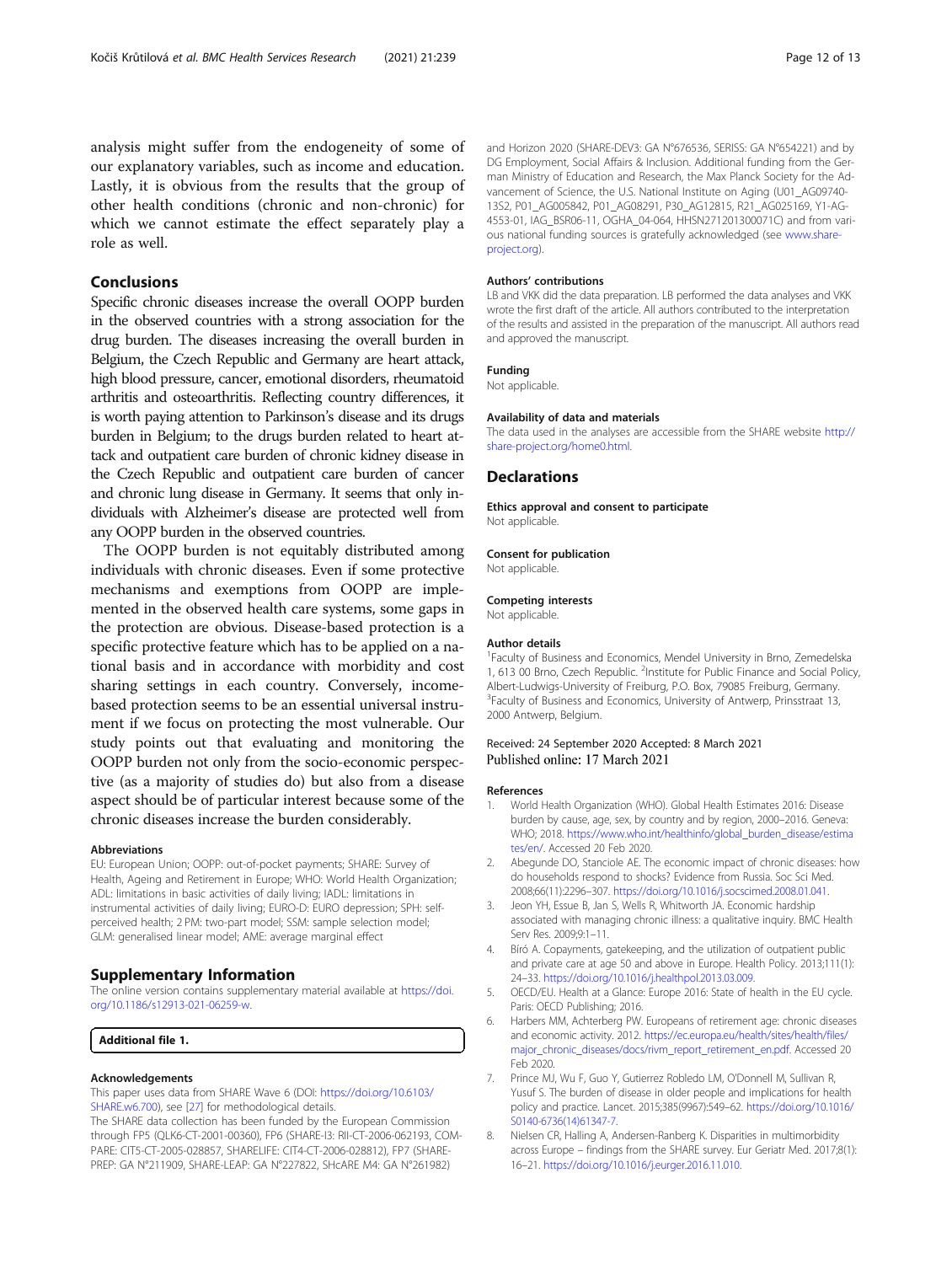analysis might suffer from the endogeneity of some of our explanatory variables, such as income and education. Lastly, it is obvious from the results that the group of other health conditions (chronic and non-chronic) for which we cannot estimate the effect separately play a role as well.

## Conclusions

Specific chronic diseases increase the overall OOPP burden in the observed countries with a strong association for the drug burden. The diseases increasing the overall burden in Belgium, the Czech Republic and Germany are heart attack, high blood pressure, cancer, emotional disorders, rheumatoid arthritis and osteoarthritis. Reflecting country differences, it is worth paying attention to Parkinson's disease and its drugs burden in Belgium; to the drugs burden related to heart attack and outpatient care burden of chronic kidney disease in the Czech Republic and outpatient care burden of cancer and chronic lung disease in Germany. It seems that only individuals with Alzheimer's disease are protected well from any OOPP burden in the observed countries.

The OOPP burden is not equitably distributed among individuals with chronic diseases. Even if some protective mechanisms and exemptions from OOPP are implemented in the observed health care systems, some gaps in the protection are obvious. Disease-based protection is a specific protective feature which has to be applied on a national basis and in accordance with morbidity and cost sharing settings in each country. Conversely, income-based protection seems to be an essential universal instrument if we focus on protecting the most vulnerable. Our study points out that evaluating and monitoring the OOPP burden not only from the socio-economic perspective (as a majority of studies do) but also from a disease aspect should be of particular interest because some of the chronic diseases increase the burden considerably.

### Abbreviations

EU: European Union; OOPP: out-of-pocket payments; SHARE: Survey of Health, Ageing and Retirement in Europe; WHO: World Health Organization; ADL: limitations in basic activities of daily living; IADL: limitations in instrumental activities of daily living; EURO-D: EURO depression; SPH: self-perceived health; 2 PM: two-part model; SSM: sample selection model; GLM: generalised linear model; AME: average marginal effect

## Supplementary Information

The online version contains supplementary material available at https://doi.org/10.1186/s12913-021-06259-w.

**Additional file 1.**

### Acknowledgements

This paper uses data from SHARE Wave 6 (DOI: https://doi.org/10.6103/SHARE.w6.700), see [27] for methodological details.

The SHARE data collection has been funded by the European Commission through FP5 (QLK6-CT-2001-00360), FP6 (SHARE-I3: RII-CT-2006-062193, COMPARE: CIT5-CT-2005-028857, SHARELIFE: CIT4-CT-2006-028812), FP7 (SHARE-PREP: GA N°211909, SHARE-LEAP: GA N°227822, SHcARE M4: GA N°261982) and Horizon 2020 (SHARE-DEV3: GA N°676536, SERISS: GA N°654221) and by DG Employment, Social Affairs & Inclusion. Additional funding from the German Ministry of Education and Research, the Max Planck Society for the Advancement of Science, the U.S. National Institute on Aging (U01_AG09740-13S2, P01_AG005842, P01_AG08291, P30_AG12815, R21_AG025169, Y1-AG-4553-01, IAG_BSR06-11, OGHA_04-064, HHSN271201300071C) and from various national funding sources is gratefully acknowledged (see www.share-project.org).

### Authors' contributions

LB and VKK did the data preparation. LB performed the data analyses and VKK wrote the first draft of the article. All authors contributed to the interpretation of the results and assisted in the preparation of the manuscript. All authors read and approved the manuscript.

### Funding

Not applicable.

### Availability of data and materials

The data used in the analyses are accessible from the SHARE website http://share-project.org/home0.html.

## Declarations

### Ethics approval and consent to participate

Not applicable.

### Consent for publication

Not applicable.

### Competing interests

Not applicable.

### Author details

[1]Faculty of Business and Economics, Mendel University in Brno, Zemedelska 1, 613 00 Brno, Czech Republic. [2]Institute for Public Finance and Social Policy, Albert-Ludwigs-University of Freiburg, P.O. Box, 79085 Freiburg, Germany. [3]Faculty of Business and Economics, University of Antwerp, Prinsstraat 13, 2000 Antwerp, Belgium.

Received: 24 September 2020 Accepted: 8 March 2021
Published online: 17 March 2021

### References

1. World Health Organization (WHO). Global Health Estimates 2016: Disease burden by cause, age, sex, by country and by region, 2000–2016. Geneva: WHO; 2018. https://www.who.int/healthinfo/global_burden_disease/estimates/en/. Accessed 20 Feb 2020.
2. Abegunde DO, Stanciole AE. The economic impact of chronic diseases: how do households respond to shocks? Evidence from Russia. Soc Sci Med. 2008;66(11):2296–307. https://doi.org/10.1016/j.socscimed.2008.01.041.
3. Jeon YH, Essue B, Jan S, Wells R, Whitworth JA. Economic hardship associated with managing chronic illness: a qualitative inquiry. BMC Health Serv Res. 2009;9:1–11.
4. Bíró A. Copayments, gatekeeping, and the utilization of outpatient public and private care at age 50 and above in Europe. Health Policy. 2013;111(1):24–33. https://doi.org/10.1016/j.healthpol.2013.03.009.
5. OECD/EU. Health at a Glance: Europe 2016: State of health in the EU cycle. Paris: OECD Publishing; 2016.
6. Harbers MM, Achterberg PW. Europeans of retirement age: chronic diseases and economic activity. 2012. https://ec.europa.eu/health/sites/health/files/major_chronic_diseases/docs/rivm_report_retirement_en.pdf. Accessed 20 Feb 2020.
7. Prince MJ, Wu F, Guo Y, Gutierrez Robledo LM, O'Donnell M, Sullivan R, Yusuf S. The burden of disease in older people and implications for health policy and practice. Lancet. 2015;385(9967):549–62. https://doi.org/10.1016/S0140-6736(14)61347-7.
8. Nielsen CR, Halling A, Andersen-Ranberg K. Disparities in multimorbidity across Europe – findings from the SHARE survey. Eur Geriatr Med. 2017;8(1):16–21. https://doi.org/10.1016/j.eurger.2016.11.010.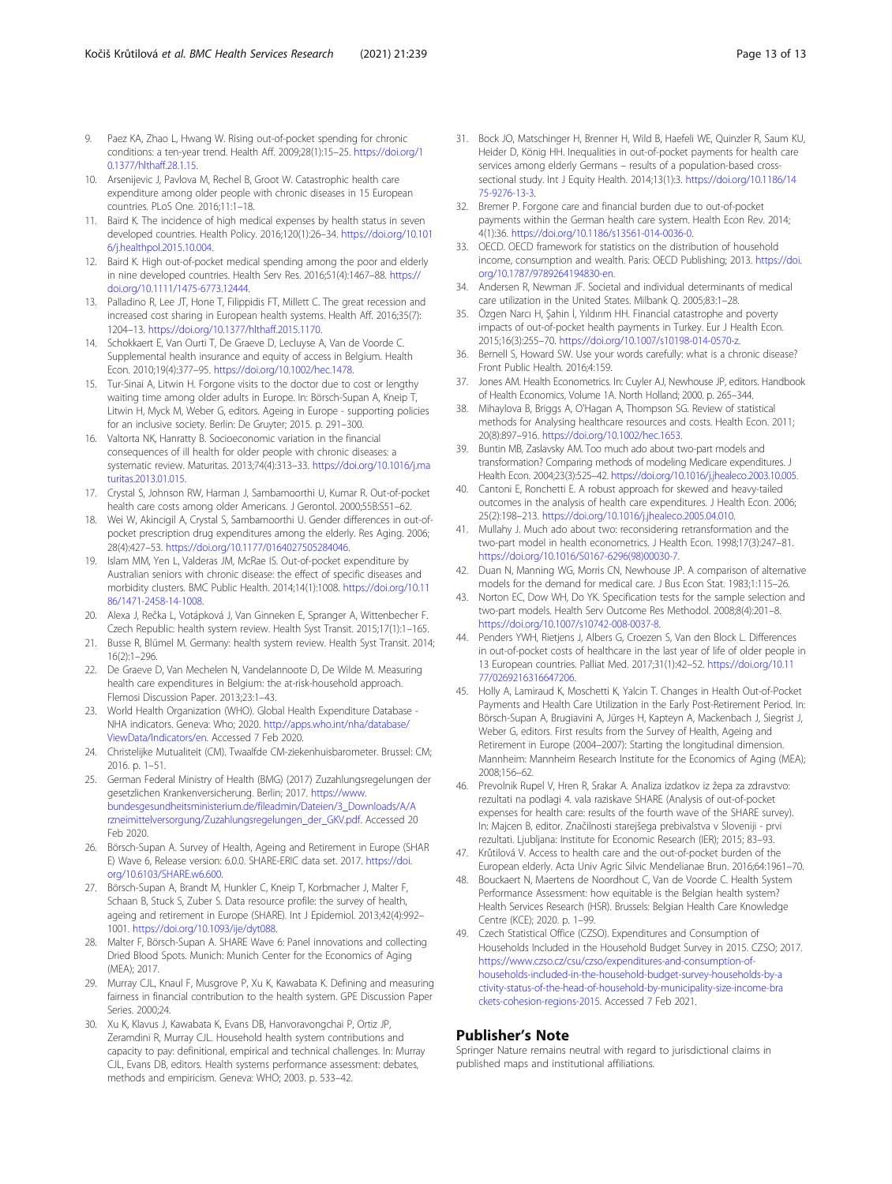9. Paez KA, Zhao L, Hwang W. Rising out-of-pocket spending for chronic conditions: a ten-year trend. Health Aff. 2009;28(1):15–25. https://doi.org/10.1377/hlthaff.28.1.15.
10. Arsenijevic J, Pavlova M, Rechel B, Groot W. Catastrophic health care expenditure among older people with chronic diseases in 15 European countries. PLoS One. 2016;11:1–18.
11. Baird K. The incidence of high medical expenses by health status in seven developed countries. Health Policy. 2016;120(1):26–34. https://doi.org/10.1016/j.healthpol.2015.10.004.
12. Baird K. High out-of-pocket medical spending among the poor and elderly in nine developed countries. Health Serv Res. 2016;51(4):1467–88. https://doi.org/10.1111/1475-6773.12444.
13. Palladino R, Lee JT, Hone T, Filippidis FT, Millett C. The great recession and increased cost sharing in European health systems. Health Aff. 2016;35(7):1204–13. https://doi.org/10.1377/hlthaff.2015.1170.
14. Schokkaert E, Van Ourti T, De Graeve D, Lecluyse A, Van de Voorde C. Supplemental health insurance and equity of access in Belgium. Health Econ. 2010;19(4):377–95. https://doi.org/10.1002/hec.1478.
15. Tur-Sinai A, Litwin H. Forgone visits to the doctor due to cost or lengthy waiting time among older adults in Europe. In: Börsch-Supan A, Kneip T, Litwin H, Myck M, Weber G, editors. Ageing in Europe - supporting policies for an inclusive society. Berlin: De Gruyter; 2015. p. 291–300.
16. Valtorta NK, Hanratty B. Socioeconomic variation in the financial consequences of ill health for older people with chronic diseases: a systematic review. Maturitas. 2013;74(4):313–33. https://doi.org/10.1016/j.maturitas.2013.01.015.
17. Crystal S, Johnson RW, Harman J, Sambamoorthi U, Kumar R. Out-of-pocket health care costs among older Americans. J Gerontol. 2000;55B:S51–62.
18. Wei W, Akincigil A, Crystal S, Sambamoorthi U. Gender differences in out-of-pocket prescription drug expenditures among the elderly. Res Aging. 2006;28(4):427–53. https://doi.org/10.1177/0164027505284046.
19. Islam MM, Yen L, Valderas JM, McRae IS. Out-of-pocket expenditure by Australian seniors with chronic disease: the effect of specific diseases and morbidity clusters. BMC Public Health. 2014;14(1):1008. https://doi.org/10.1186/1471-2458-14-1008.
20. Alexa J, Rečka L, Votápková J, Van Ginneken E, Spranger A, Wittenbecher F. Czech Republic: health system review. Health Syst Transit. 2015;17(1):1–165.
21. Busse R, Blümel M. Germany: health system review. Health Syst Transit. 2014;16(2):1–296.
22. De Graeve D, Van Mechelen N, Vandelannoote D, De Wilde M. Measuring health care expenditures in Belgium: the at-risk-household approach. Flemosi Discussion Paper. 2013;23:1–43.
23. World Health Organization (WHO). Global Health Expenditure Database - NHA indicators. Geneva: Who; 2020. http://apps.who.int/nha/database/ViewData/Indicators/en. Accessed 7 Feb 2020.
24. Christelijke Mutualiteit (CM). Twaalfde CM-ziekenhuisbarometer. Brussel: CM; 2016. p. 1–51.
25. German Federal Ministry of Health (BMG) (2017) Zuzahlungsregelungen der gesetzlichen Krankenversicherung. Berlin; 2017. https://www.bundesgesundheitsministerium.de/fileadmin/Dateien/3_Downloads/A/Arzneimittelversorgung/Zuzahlungsregelungen_der_GKV.pdf. Accessed 20 Feb 2020.
26. Börsch-Supan A. Survey of Health, Ageing and Retirement in Europe (SHARE) Wave 6, Release version: 6.0.0. SHARE-ERIC data set. 2017. https://doi.org/10.6103/SHARE.w6.600.
27. Börsch-Supan A, Brandt M, Hunkler C, Kneip T, Korbmacher J, Malter F, Schaan B, Stuck S, Zuber S. Data resource profile: the survey of health, ageing and retirement in Europe (SHARE). Int J Epidemiol. 2013;42(4):992–1001. https://doi.org/10.1093/ije/dyt088.
28. Malter F, Börsch-Supan A. SHARE Wave 6: Panel innovations and collecting Dried Blood Spots. Munich: Munich Center for the Economics of Aging (MEA); 2017.
29. Murray CJL, Knaul F, Musgrove P, Xu K, Kawabata K. Defining and measuring fairness in financial contribution to the health system. GPE Discussion Paper Series. 2000;24.
30. Xu K, Klavus J, Kawabata K, Evans DB, Hanvoravongchai P, Ortiz JP, Zeramdini R, Murray CJL. Household health system contributions and capacity to pay: definitional, empirical and technical challenges. In: Murray CJL, Evans DB, editors. Health systems performance assessment: debates, methods and empiricism. Geneva: WHO; 2003. p. 533–42.
31. Bock JO, Matschinger H, Brenner H, Wild B, Haefeli WE, Quinzler R, Saum KU, Heider D, König HH. Inequalities in out-of-pocket payments for health care services among elderly Germans – results of a population-based cross-sectional study. Int J Equity Health. 2014;13(1):3. https://doi.org/10.1186/1475-9276-13-3.
32. Bremer P. Forgone care and financial burden due to out-of-pocket payments within the German health care system. Health Econ Rev. 2014;4(1):36. https://doi.org/10.1186/s13561-014-0036-0.
33. OECD. OECD framework for statistics on the distribution of household income, consumption and wealth. Paris: OECD Publishing; 2013. https://doi.org/10.1787/9789264194830-en.
34. Andersen R, Newman JF. Societal and individual determinants of medical care utilization in the United States. Milbank Q. 2005;83:1–28.
35. Özgen Narcı H, Şahin İ, Yıldırım HH. Financial catastrophe and poverty impacts of out-of-pocket health payments in Turkey. Eur J Health Econ. 2015;16(3):255–70. https://doi.org/10.1007/s10198-014-0570-z.
36. Bernell S, Howard SW. Use your words carefully: what is a chronic disease? Front Public Health. 2016;4:159.
37. Jones AM. Health Econometrics. In: Cuyler AJ, Newhouse JP, editors. Handbook of Health Economics, Volume 1A. North Holland; 2000. p. 265–344.
38. Mihaylova B, Briggs A, O'Hagan A, Thompson SG. Review of statistical methods for Analysing healthcare resources and costs. Health Econ. 2011;20(8):897–916. https://doi.org/10.1002/hec.1653.
39. Buntin MB, Zaslavsky AM. Too much ado about two-part models and transformation? Comparing methods of modeling Medicare expenditures. J Health Econ. 2004;23(3):525–42. https://doi.org/10.1016/j.jhealeco.2003.10.005.
40. Cantoni E, Ronchetti E. A robust approach for skewed and heavy-tailed outcomes in the analysis of health care expenditures. J Health Econ. 2006;25(2):198–213. https://doi.org/10.1016/j.jhealeco.2005.04.010.
41. Mullahy J. Much ado about two: reconsidering retransformation and the two-part model in health econometrics. J Health Econ. 1998;17(3):247–81. https://doi.org/10.1016/S0167-6296(98)00030-7.
42. Duan N, Manning WG, Morris CN, Newhouse JP. A comparison of alternative models for the demand for medical care. J Bus Econ Stat. 1983;1:115–26.
43. Norton EC, Dow WH, Do YK. Specification tests for the sample selection and two-part models. Health Serv Outcome Res Methodol. 2008;8(4):201–8. https://doi.org/10.1007/s10742-008-0037-8.
44. Penders YWH, Rietjens J, Albers G, Croezen S, Van den Block L. Differences in out-of-pocket costs of healthcare in the last year of life of older people in 13 European countries. Palliat Med. 2017;31(1):42–52. https://doi.org/10.1177/0269216316647206.
45. Holly A, Lamiraud K, Moschetti K, Yalcin T. Changes in Health Out-of-Pocket Payments and Health Care Utilization in the Early Post-Retirement Period. In: Börsch-Supan A, Brugiavini A, Jürges H, Kapteyn A, Mackenbach J, Siegrist J, Weber G, editors. First results from the Survey of Health, Ageing and Retirement in Europe (2004–2007): Starting the longitudinal dimension. Mannheim: Mannheim Research Institute for the Economics of Aging (MEA); 2008;156–62.
46. Prevolnik Rupel V, Hren R, Srakar A. Analiza izdatkov iz žepa za zdravstvo: rezultati na podlagi 4. vala raziskave SHARE (Analysis of out-of-pocket expenses for health care: results of the fourth wave of the SHARE survey). In: Majcen B, editor. Značilnosti starejšega prebivalstva v Sloveniji - prvi rezultati. Ljubljana: Institute for Economic Research (IER); 2015; 83–93.
47. Krůtilová V. Access to health care and the out-of-pocket burden of the European elderly. Acta Univ Agric Silvic Mendelianae Brun. 2016;64:1961–70.
48. Bouckaert N, Maertens de Noordhout C, Van de Voorde C. Health System Performance Assessment: how equitable is the Belgian health system? Health Services Research (HSR). Brussels: Belgian Health Care Knowledge Centre (KCE); 2020. p. 1–99.
49. Czech Statistical Office (CZSO). Expenditures and Consumption of Households Included in the Household Budget Survey in 2015. CZSO; 2017. https://www.czso.cz/csu/czso/expenditures-and-consumption-of-households-included-in-the-household-budget-survey-households-by-activity-status-of-the-head-of-household-by-municipality-size-income-brackets-cohesion-regions-2015. Accessed 7 Feb 2021.

## Publisher's Note

Springer Nature remains neutral with regard to jurisdictional claims in published maps and institutional affiliations.